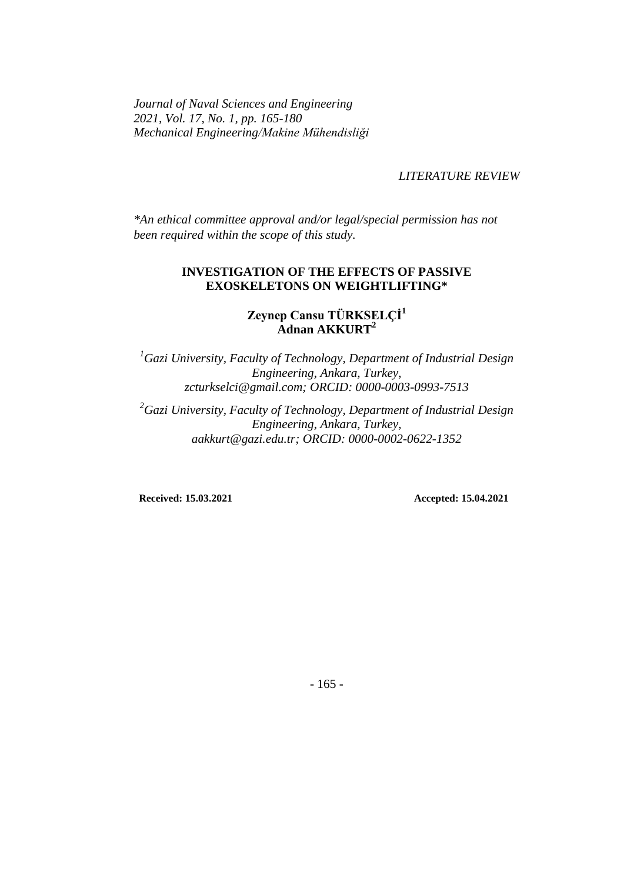*Journal of Naval Sciences and Engineering*
*2021, Vol. 17, No. 1, pp. 165-180*
*Mechanical Engineering/Makine Mühendisliği*

*LITERATURE REVIEW*

*\*An ethical committee approval and/or legal/special permission has not been required within the scope of this study.*

# INVESTIGATION OF THE EFFECTS OF PASSIVE EXOSKELETONS ON WEIGHTLIFTING*

**Zeynep Cansu TÜRKSELÇİ[1]**
**Adnan AKKURT[2]**

*[1]Gazi University, Faculty of Technology, Department of Industrial Design Engineering, Ankara, Turkey, zcturkselci@gmail.com; ORCID: 0000-0003-0993-7513*

*[2]Gazi University, Faculty of Technology, Department of Industrial Design Engineering, Ankara, Turkey, aakkurt@gazi.edu.tr; ORCID: 0000-0002-0622-1352*

**Received: 15.03.2021** **Accepted: 15.04.2021**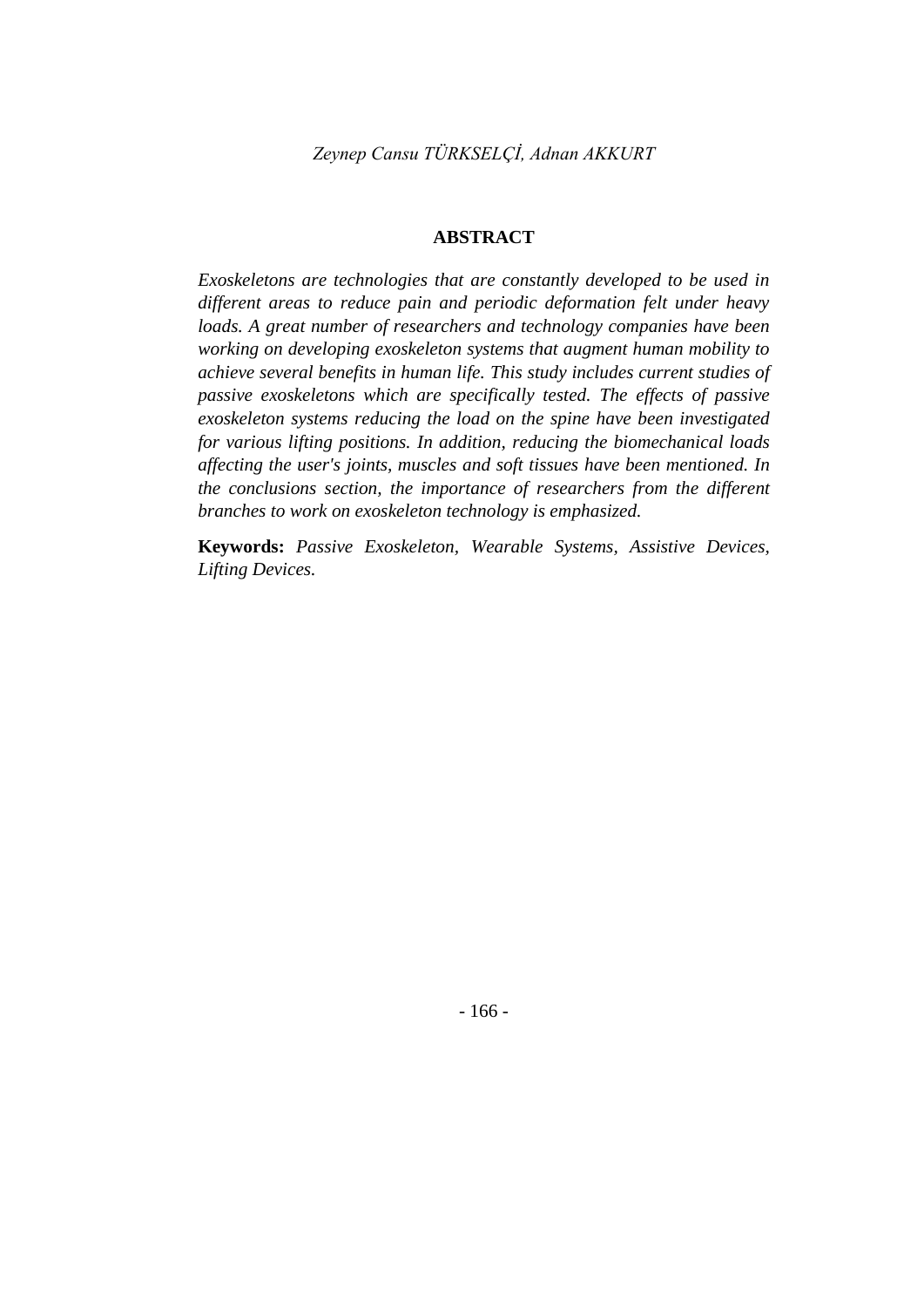## ABSTRACT

*Exoskeletons are technologies that are constantly developed to be used in different areas to reduce pain and periodic deformation felt under heavy loads. A great number of researchers and technology companies have been working on developing exoskeleton systems that augment human mobility to achieve several benefits in human life. This study includes current studies of passive exoskeletons which are specifically tested. The effects of passive exoskeleton systems reducing the load on the spine have been investigated for various lifting positions. In addition, reducing the biomechanical loads affecting the user's joints, muscles and soft tissues have been mentioned. In the conclusions section, the importance of researchers from the different branches to work on exoskeleton technology is emphasized.*

**Keywords:** *Passive Exoskeleton, Wearable Systems, Assistive Devices, Lifting Devices.*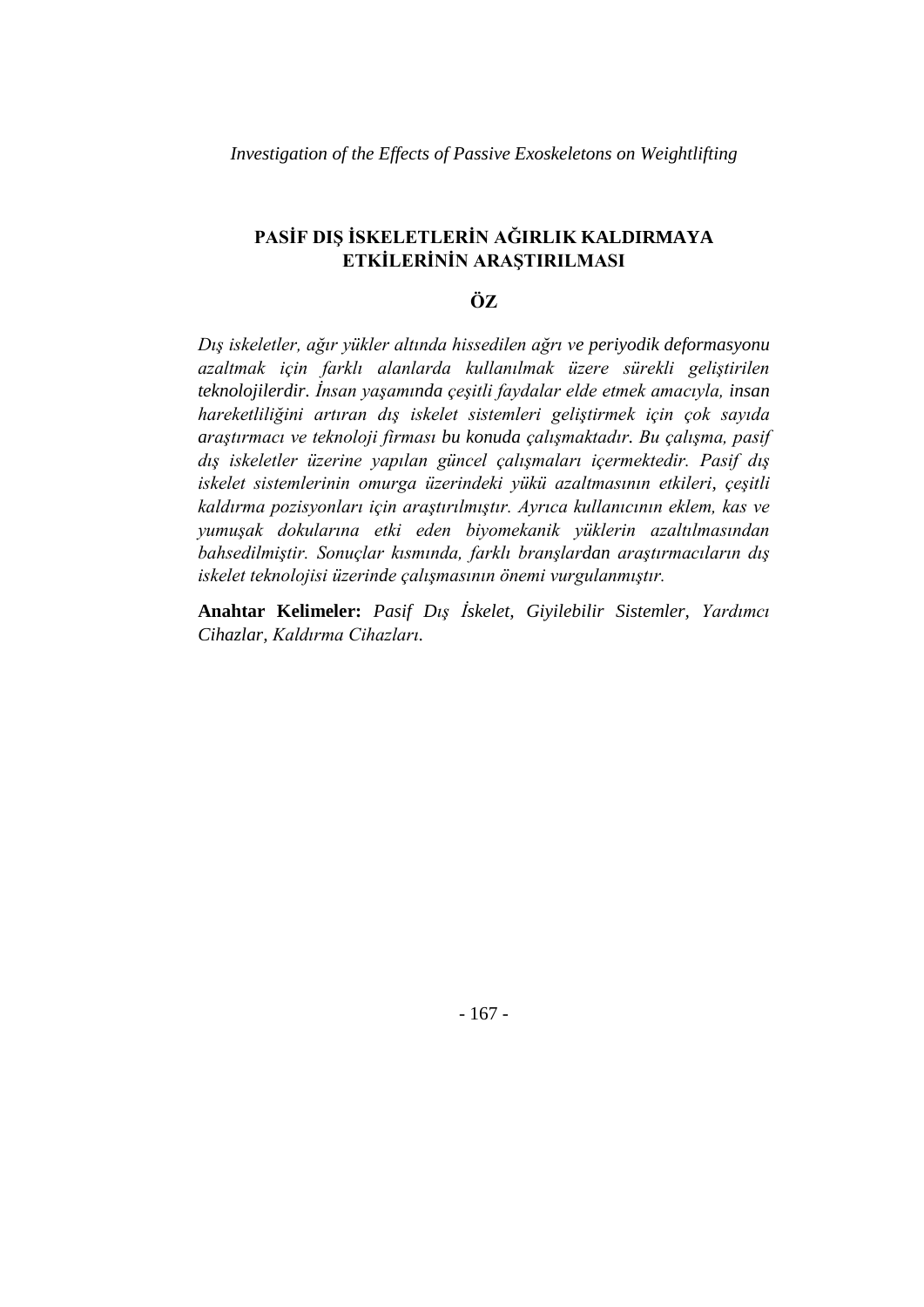*Investigation of the Effects of Passive Exoskeletons on Weightlifting*

## PASİF DIŞ İSKELETLERİN AĞIRLIK KALDIRMAYA ETKİLERİNİN ARAŞTIRILMASI

### ÖZ

*Dış iskeletler, ağır yükler altında hissedilen ağrı ve periyodik deformasyonu azaltmak için farklı alanlarda kullanılmak üzere sürekli geliştirilen teknolojilerdir. İnsan yaşamında çeşitli faydalar elde etmek amacıyla, insan hareketliliğini artıran dış iskelet sistemleri geliştirmek için çok sayıda araştırmacı ve teknoloji firması bu konuda çalışmaktadır. Bu çalışma, pasif dış iskeletler üzerine yapılan güncel çalışmaları içermektedir. Pasif dış iskelet sistemlerinin omurga üzerindeki yükü azaltmasının etkileri, çeşitli kaldırma pozisyonları için araştırılmıştır. Ayrıca kullanıcının eklem, kas ve yumuşak dokularına etki eden biyomekanik yüklerin azaltılmasından bahsedilmiştir. Sonuçlar kısmında, farklı branşlardan araştırmacıların dış iskelet teknolojisi üzerinde çalışmasının önemi vurgulanmıştır.*

**Anahtar Kelimeler:** *Pasif Dış İskelet, Giyilebilir Sistemler, Yardımcı Cihazlar, Kaldırma Cihazları.*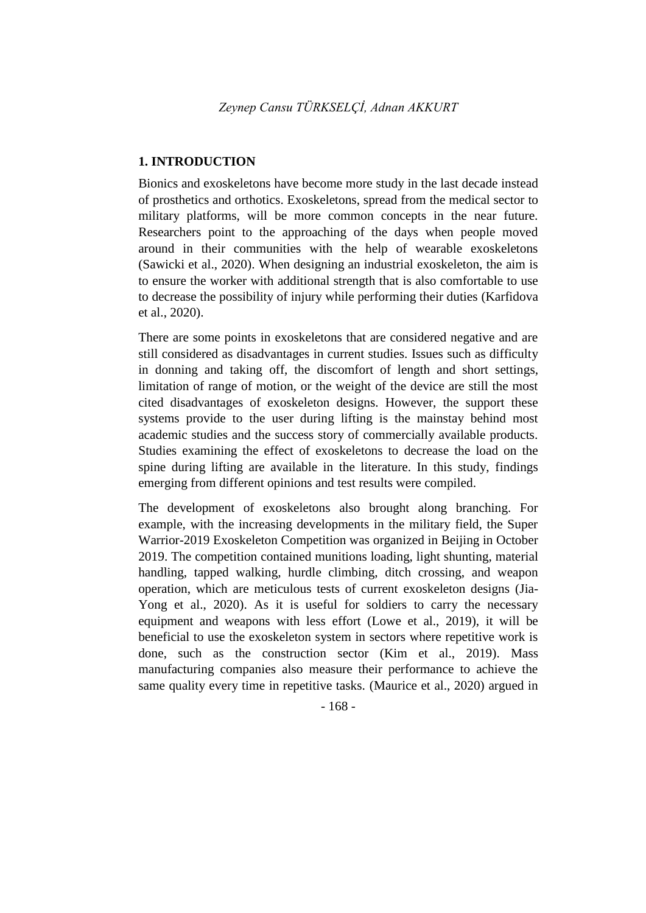## 1. INTRODUCTION

Bionics and exoskeletons have become more study in the last decade instead of prosthetics and orthotics. Exoskeletons, spread from the medical sector to military platforms, will be more common concepts in the near future. Researchers point to the approaching of the days when people moved around in their communities with the help of wearable exoskeletons (Sawicki et al., 2020). When designing an industrial exoskeleton, the aim is to ensure the worker with additional strength that is also comfortable to use to decrease the possibility of injury while performing their duties (Karfidova et al., 2020).

There are some points in exoskeletons that are considered negative and are still considered as disadvantages in current studies. Issues such as difficulty in donning and taking off, the discomfort of length and short settings, limitation of range of motion, or the weight of the device are still the most cited disadvantages of exoskeleton designs. However, the support these systems provide to the user during lifting is the mainstay behind most academic studies and the success story of commercially available products. Studies examining the effect of exoskeletons to decrease the load on the spine during lifting are available in the literature. In this study, findings emerging from different opinions and test results were compiled.

The development of exoskeletons also brought along branching. For example, with the increasing developments in the military field, the Super Warrior-2019 Exoskeleton Competition was organized in Beijing in October 2019. The competition contained munitions loading, light shunting, material handling, tapped walking, hurdle climbing, ditch crossing, and weapon operation, which are meticulous tests of current exoskeleton designs (Jia-Yong et al., 2020). As it is useful for soldiers to carry the necessary equipment and weapons with less effort (Lowe et al., 2019), it will be beneficial to use the exoskeleton system in sectors where repetitive work is done, such as the construction sector (Kim et al., 2019). Mass manufacturing companies also measure their performance to achieve the same quality every time in repetitive tasks. (Maurice et al., 2020) argued in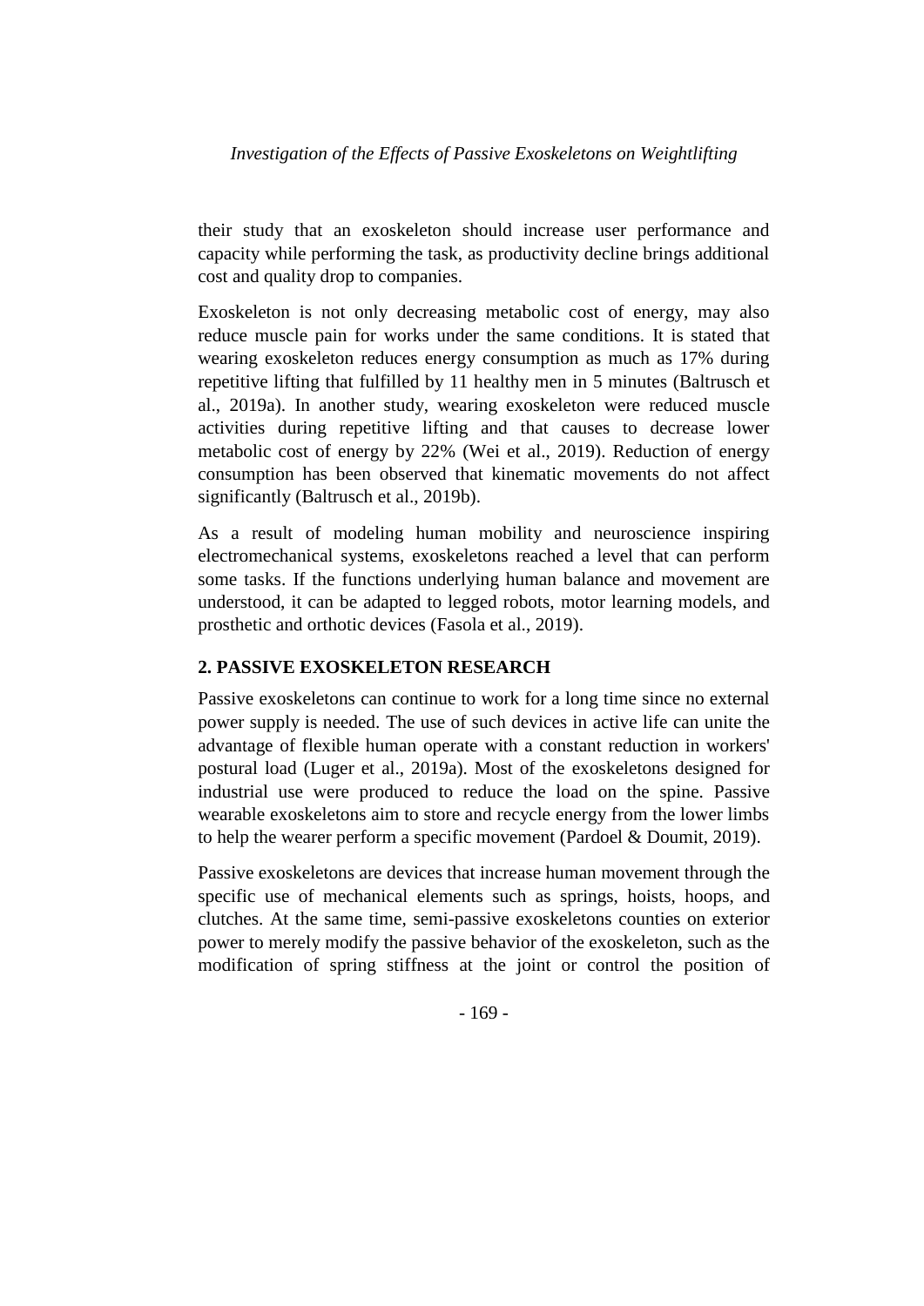their study that an exoskeleton should increase user performance and capacity while performing the task, as productivity decline brings additional cost and quality drop to companies.

Exoskeleton is not only decreasing metabolic cost of energy, may also reduce muscle pain for works under the same conditions. It is stated that wearing exoskeleton reduces energy consumption as much as 17% during repetitive lifting that fulfilled by 11 healthy men in 5 minutes (Baltrusch et al., 2019a). In another study, wearing exoskeleton were reduced muscle activities during repetitive lifting and that causes to decrease lower metabolic cost of energy by 22% (Wei et al., 2019). Reduction of energy consumption has been observed that kinematic movements do not affect significantly (Baltrusch et al., 2019b).

As a result of modeling human mobility and neuroscience inspiring electromechanical systems, exoskeletons reached a level that can perform some tasks. If the functions underlying human balance and movement are understood, it can be adapted to legged robots, motor learning models, and prosthetic and orthotic devices (Fasola et al., 2019).

## 2. PASSIVE EXOSKELETON RESEARCH

Passive exoskeletons can continue to work for a long time since no external power supply is needed. The use of such devices in active life can unite the advantage of flexible human operate with a constant reduction in workers' postural load (Luger et al., 2019a). Most of the exoskeletons designed for industrial use were produced to reduce the load on the spine. Passive wearable exoskeletons aim to store and recycle energy from the lower limbs to help the wearer perform a specific movement (Pardoel & Doumit, 2019).

Passive exoskeletons are devices that increase human movement through the specific use of mechanical elements such as springs, hoists, hoops, and clutches. At the same time, semi-passive exoskeletons counties on exterior power to merely modify the passive behavior of the exoskeleton, such as the modification of spring stiffness at the joint or control the position of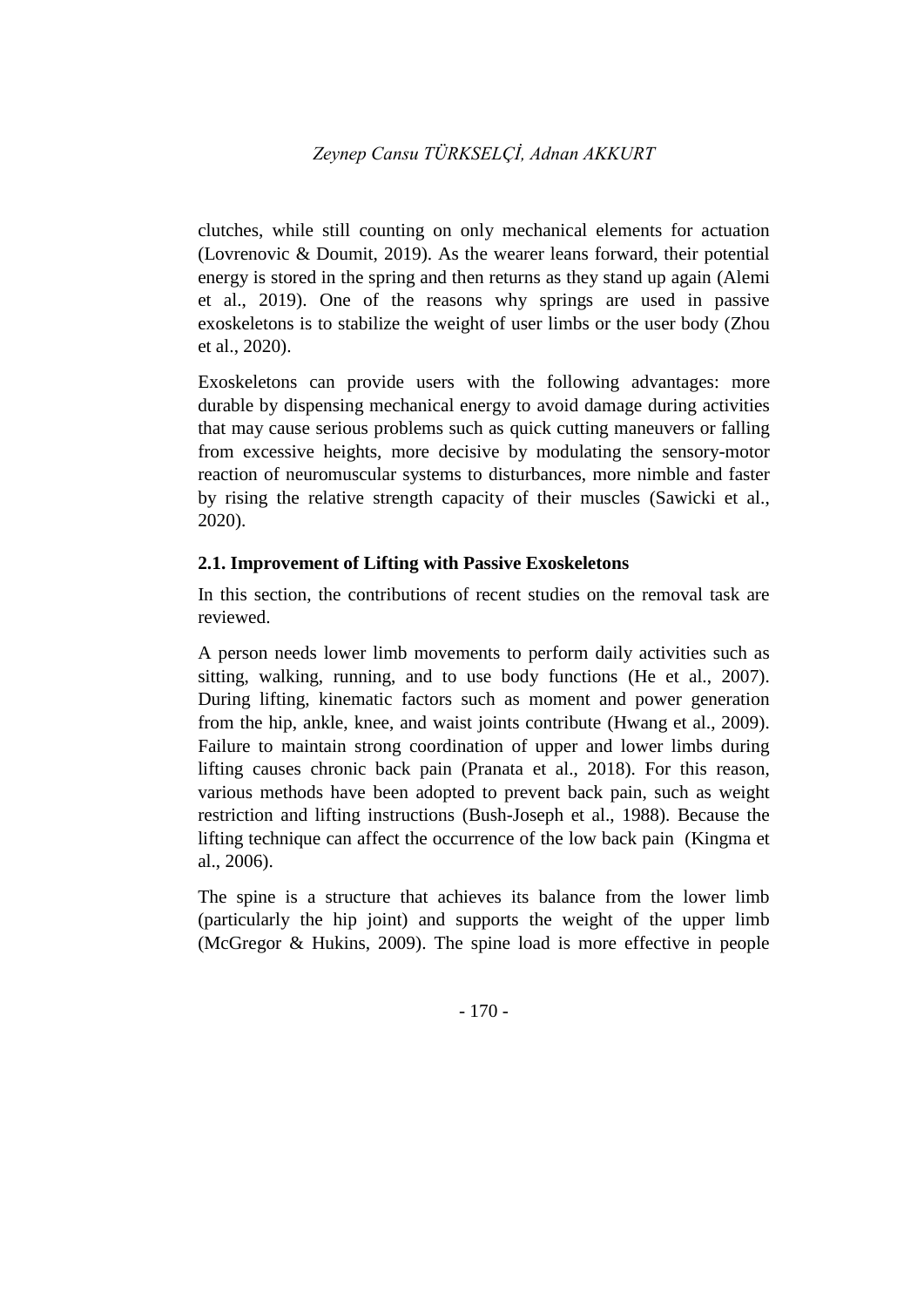clutches, while still counting on only mechanical elements for actuation (Lovrenovic & Doumit, 2019). As the wearer leans forward, their potential energy is stored in the spring and then returns as they stand up again (Alemi et al., 2019). One of the reasons why springs are used in passive exoskeletons is to stabilize the weight of user limbs or the user body (Zhou et al., 2020).

Exoskeletons can provide users with the following advantages: more durable by dispensing mechanical energy to avoid damage during activities that may cause serious problems such as quick cutting maneuvers or falling from excessive heights, more decisive by modulating the sensory-motor reaction of neuromuscular systems to disturbances, more nimble and faster by rising the relative strength capacity of their muscles (Sawicki et al., 2020).

### 2.1. Improvement of Lifting with Passive Exoskeletons

In this section, the contributions of recent studies on the removal task are reviewed.

A person needs lower limb movements to perform daily activities such as sitting, walking, running, and to use body functions (He et al., 2007). During lifting, kinematic factors such as moment and power generation from the hip, ankle, knee, and waist joints contribute (Hwang et al., 2009). Failure to maintain strong coordination of upper and lower limbs during lifting causes chronic back pain (Pranata et al., 2018). For this reason, various methods have been adopted to prevent back pain, such as weight restriction and lifting instructions (Bush-Joseph et al., 1988). Because the lifting technique can affect the occurrence of the low back pain (Kingma et al., 2006).

The spine is a structure that achieves its balance from the lower limb (particularly the hip joint) and supports the weight of the upper limb (McGregor & Hukins, 2009). The spine load is more effective in people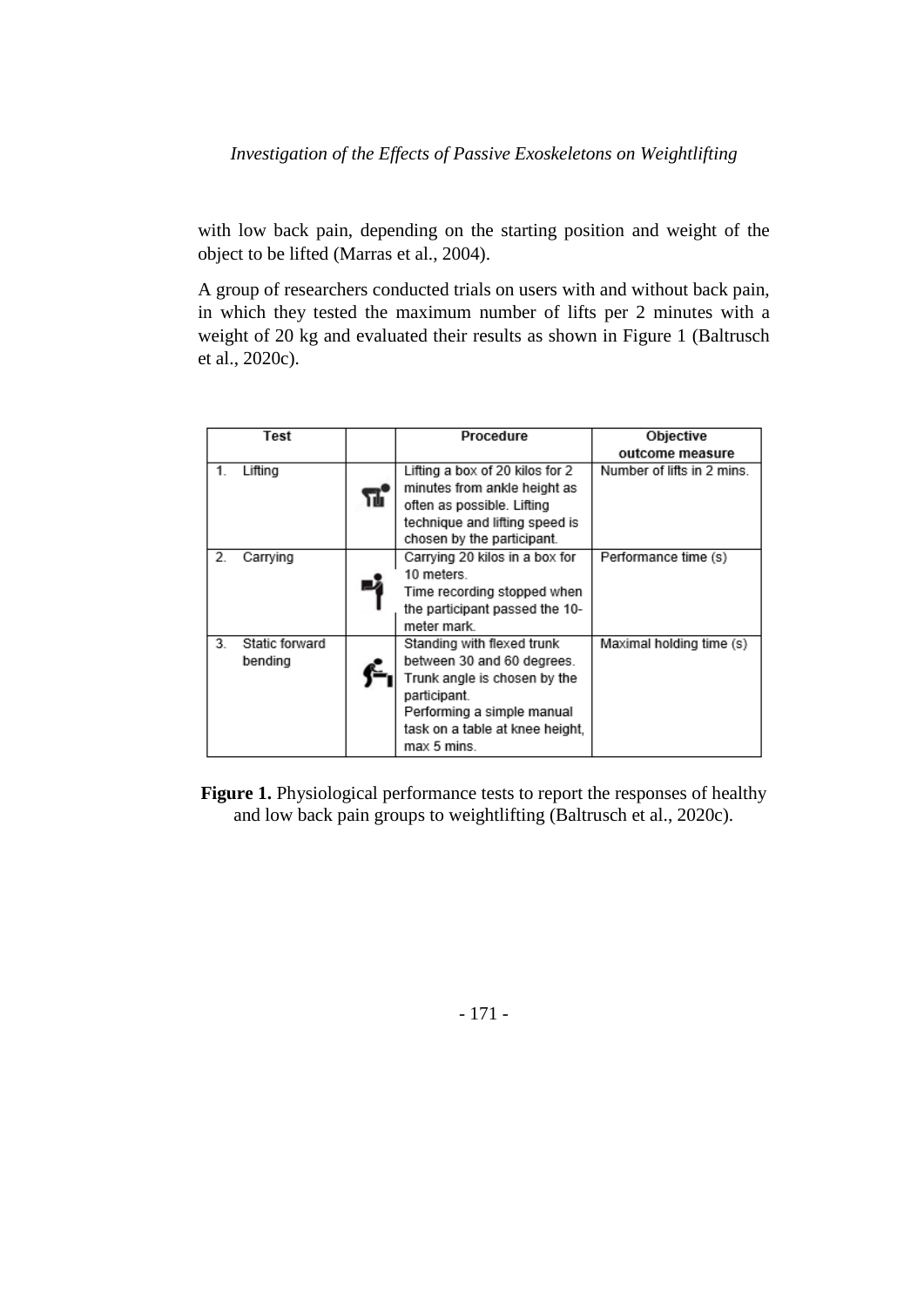with low back pain, depending on the starting position and weight of the object to be lifted (Marras et al., 2004).

A group of researchers conducted trials on users with and without back pain, in which they tested the maximum number of lifts per 2 minutes with a weight of 20 kg and evaluated their results as shown in Figure 1 (Baltrusch et al., 2020c).

| Test | | Procedure | Objective outcome measure |
|---|---|---|---|
| 1. Lifting | | Lifting a box of 20 kilos for 2 minutes from ankle height as often as possible. Lifting technique and lifting speed is chosen by the participant. | Number of lifts in 2 mins. |
| 2. Carrying | | Carrying 20 kilos in a box for 10 meters. Time recording stopped when the participant passed the 10-meter mark. | Performance time (s) |
| 3. Static forward bending | | Standing with flexed trunk between 30 and 60 degrees. Trunk angle is chosen by the participant. Performing a simple manual task on a table at knee height, max 5 mins. | Maximal holding time (s) |

**Figure 1.** Physiological performance tests to report the responses of healthy and low back pain groups to weightlifting (Baltrusch et al., 2020c).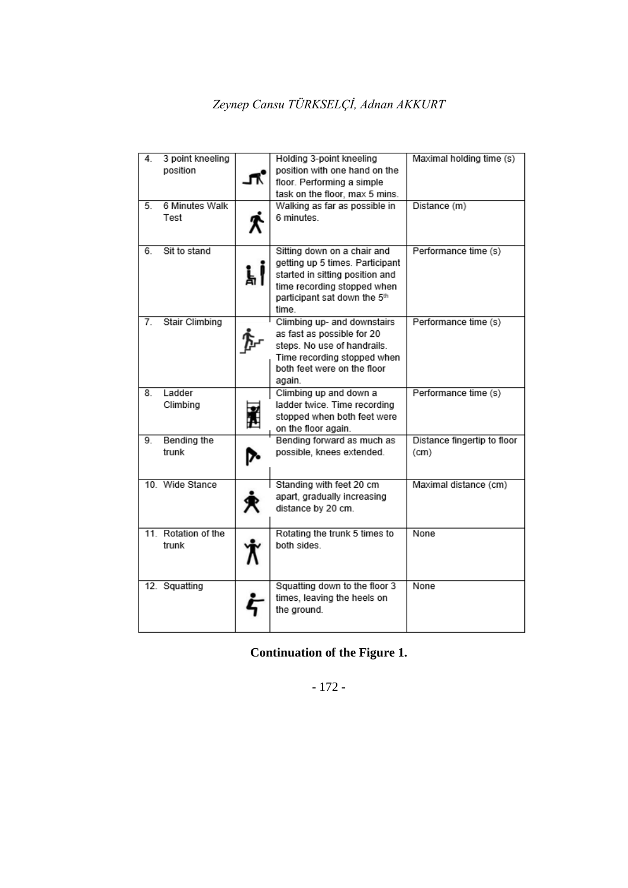| | | | |
|---|---|---|---|
| 4. 3 point kneeling position | | Holding 3-point kneeling position with one hand on the floor. Performing a simple task on the floor, max 5 mins. | Maximal holding time (s) |
| 5. 6 Minutes Walk Test | | Walking as far as possible in 6 minutes. | Distance (m) |
| 6. Sit to stand | | Sitting down on a chair and getting up 5 times. Participant started in sitting position and time recording stopped when participant sat down the 5th time. | Performance time (s) |
| 7. Stair Climbing | | Climbing up- and downstairs as fast as possible for 20 steps. No use of handrails. Time recording stopped when both feet were on the floor again. | Performance time (s) |
| 8. Ladder Climbing | | Climbing up and down a ladder twice. Time recording stopped when both feet were on the floor again. | Performance time (s) |
| 9. Bending the trunk | | Bending forward as much as possible, knees extended. | Distance fingertip to floor (cm) |
| 10. Wide Stance | | Standing with feet 20 cm apart, gradually increasing distance by 20 cm. | Maximal distance (cm) |
| 11. Rotation of the trunk | | Rotating the trunk 5 times to both sides. | None |
| 12. Squatting | | Squatting down to the floor 3 times, leaving the heels on the ground. | None |

**Continuation of the Figure 1.**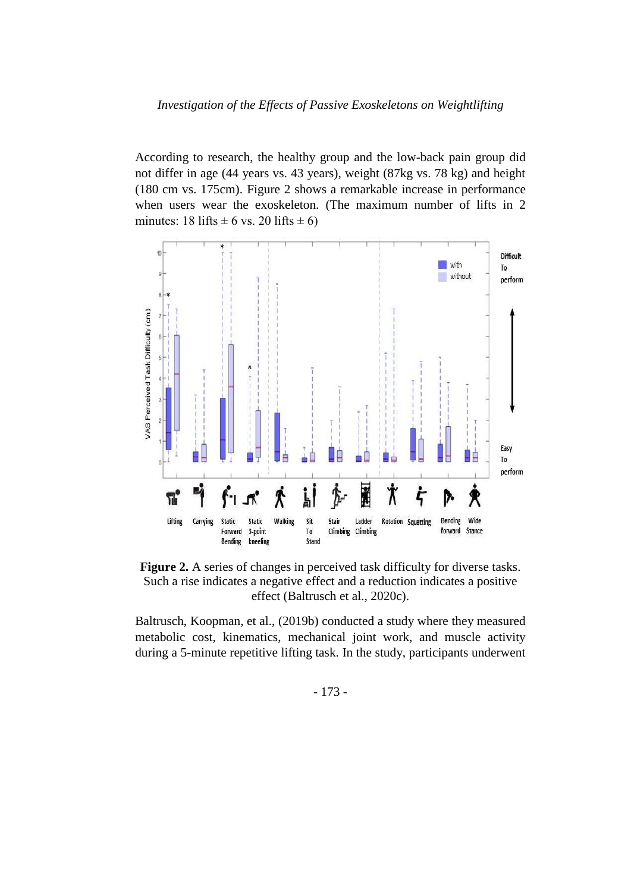According to research, the healthy group and the low-back pain group did not differ in age (44 years vs. 43 years), weight (87kg vs. 78 kg) and height (180 cm vs. 175cm). Figure 2 shows a remarkable increase in performance when users wear the exoskeleton. (The maximum number of lifts in 2 minutes: 18 lifts $\pm$ 6 vs. 20 lifts $\pm$ 6)

**Figure 2.** A series of changes in perceived task difficulty for diverse tasks. Such a rise indicates a negative effect and a reduction indicates a positive effect (Baltrusch et al., 2020c).

Baltrusch, Koopman, et al., (2019b) conducted a study where they measured metabolic cost, kinematics, mechanical joint work, and muscle activity during a 5-minute repetitive lifting task. In the study, participants underwent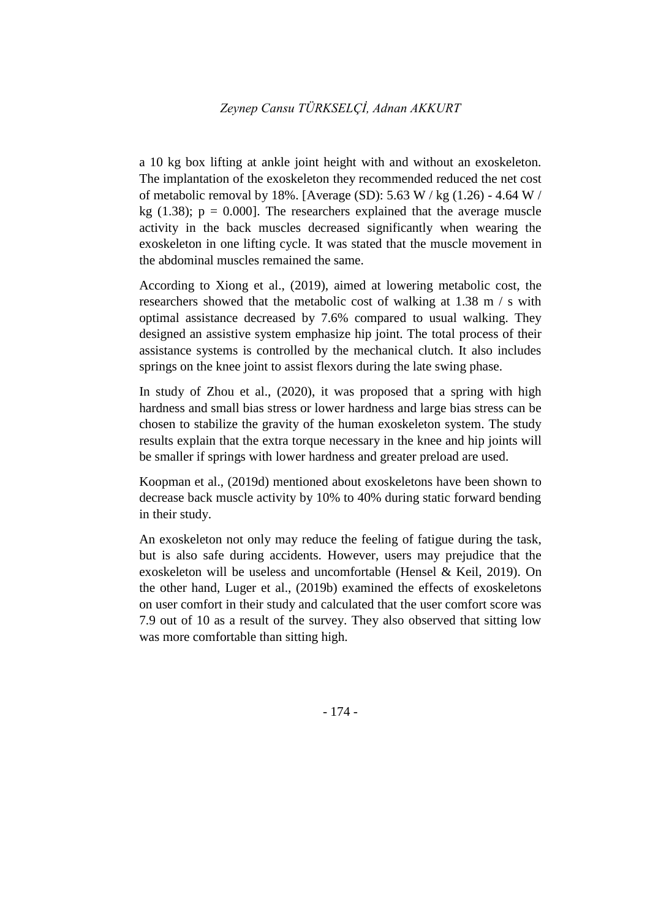a 10 kg box lifting at ankle joint height with and without an exoskeleton. The implantation of the exoskeleton they recommended reduced the net cost of metabolic removal by 18%. [Average (SD): 5.63 W / kg (1.26) - 4.64 W / kg (1.38); $p = 0.000$]. The researchers explained that the average muscle activity in the back muscles decreased significantly when wearing the exoskeleton in one lifting cycle. It was stated that the muscle movement in the abdominal muscles remained the same.

According to Xiong et al., (2019), aimed at lowering metabolic cost, the researchers showed that the metabolic cost of walking at 1.38 m / s with optimal assistance decreased by 7.6% compared to usual walking. They designed an assistive system emphasize hip joint. The total process of their assistance systems is controlled by the mechanical clutch. It also includes springs on the knee joint to assist flexors during the late swing phase.

In study of Zhou et al., (2020), it was proposed that a spring with high hardness and small bias stress or lower hardness and large bias stress can be chosen to stabilize the gravity of the human exoskeleton system. The study results explain that the extra torque necessary in the knee and hip joints will be smaller if springs with lower hardness and greater preload are used.

Koopman et al., (2019d) mentioned about exoskeletons have been shown to decrease back muscle activity by 10% to 40% during static forward bending in their study.

An exoskeleton not only may reduce the feeling of fatigue during the task, but is also safe during accidents. However, users may prejudice that the exoskeleton will be useless and uncomfortable (Hensel & Keil, 2019). On the other hand, Luger et al., (2019b) examined the effects of exoskeletons on user comfort in their study and calculated that the user comfort score was 7.9 out of 10 as a result of the survey. They also observed that sitting low was more comfortable than sitting high.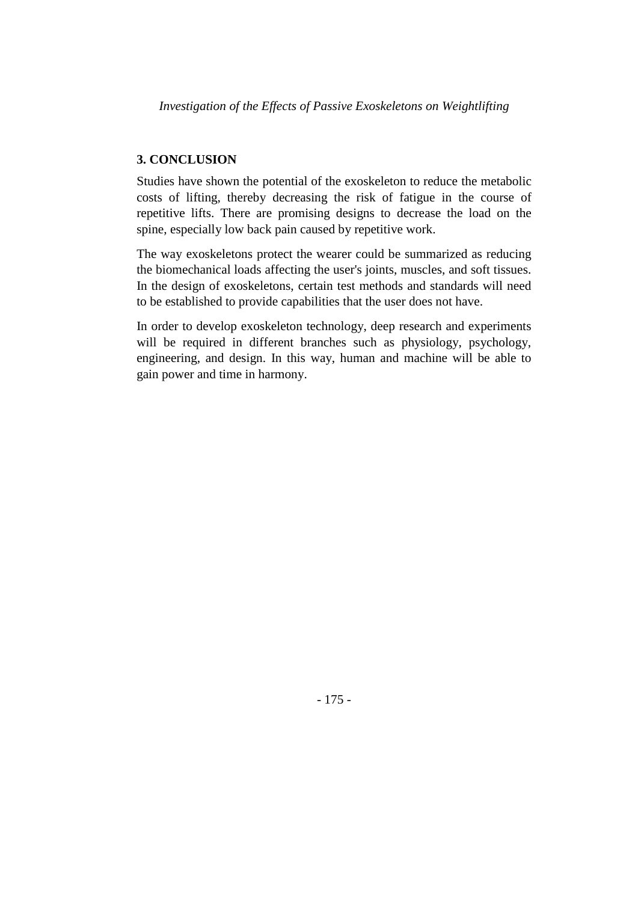## 3. CONCLUSION

Studies have shown the potential of the exoskeleton to reduce the metabolic costs of lifting, thereby decreasing the risk of fatigue in the course of repetitive lifts. There are promising designs to decrease the load on the spine, especially low back pain caused by repetitive work.

The way exoskeletons protect the wearer could be summarized as reducing the biomechanical loads affecting the user's joints, muscles, and soft tissues. In the design of exoskeletons, certain test methods and standards will need to be established to provide capabilities that the user does not have.

In order to develop exoskeleton technology, deep research and experiments will be required in different branches such as physiology, psychology, engineering, and design. In this way, human and machine will be able to gain power and time in harmony.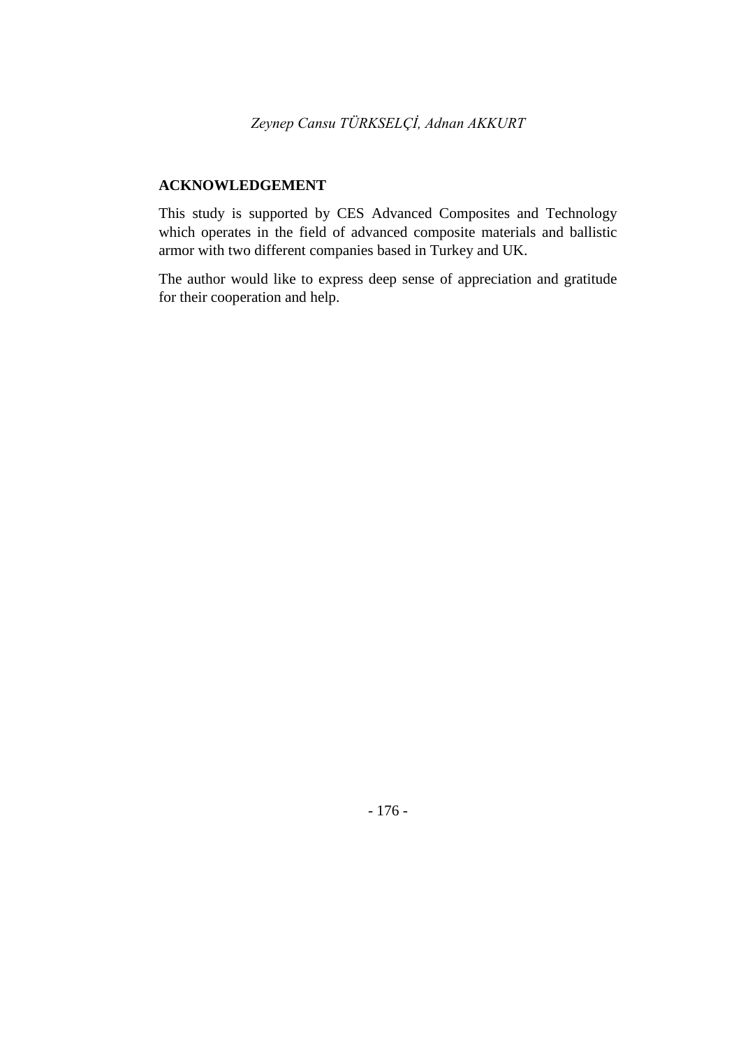## ACKNOWLEDGEMENT

This study is supported by CES Advanced Composites and Technology which operates in the field of advanced composite materials and ballistic armor with two different companies based in Turkey and UK.

The author would like to express deep sense of appreciation and gratitude for their cooperation and help.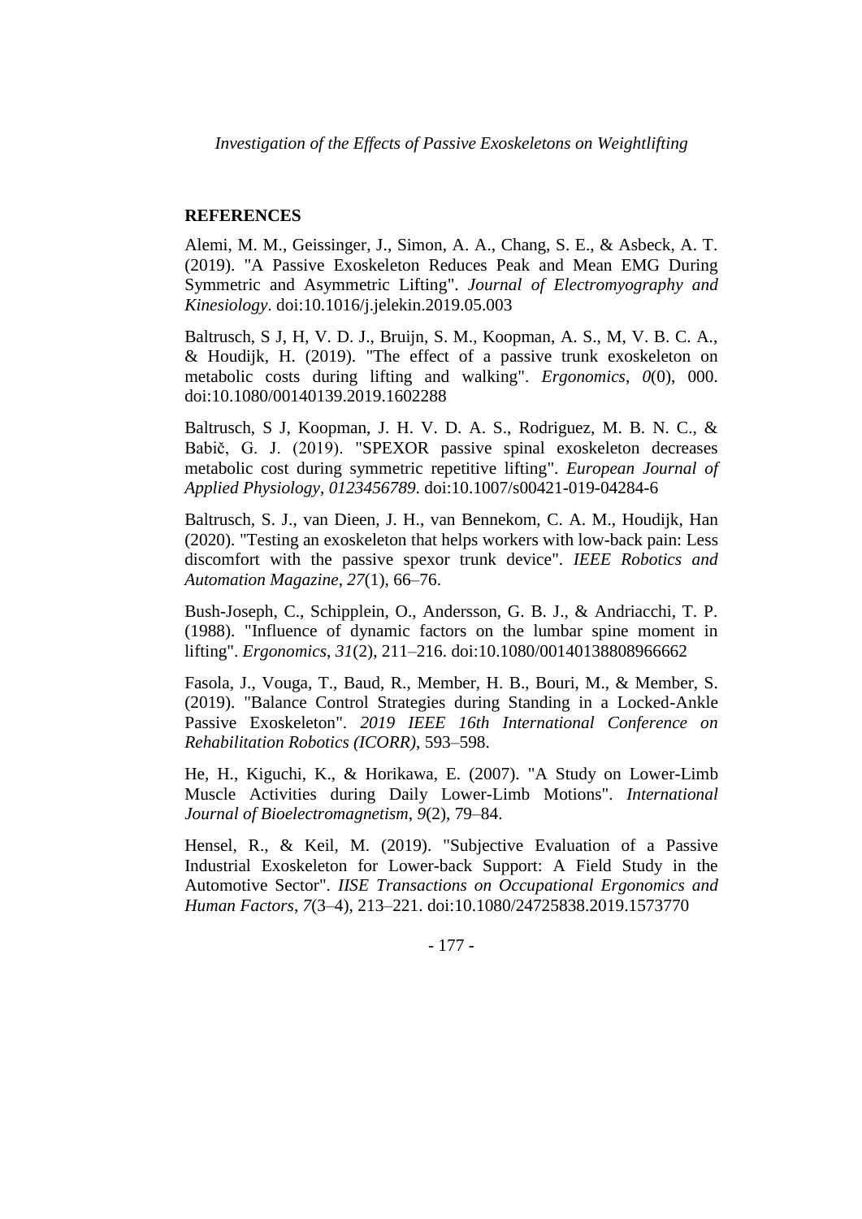## REFERENCES

Alemi, M. M., Geissinger, J., Simon, A. A., Chang, S. E., & Asbeck, A. T. (2019). "A Passive Exoskeleton Reduces Peak and Mean EMG During Symmetric and Asymmetric Lifting". *Journal of Electromyography and Kinesiology*. doi:10.1016/j.jelekin.2019.05.003

Baltrusch, S J, H, V. D. J., Bruijn, S. M., Koopman, A. S., M, V. B. C. A., & Houdijk, H. (2019). "The effect of a passive trunk exoskeleton on metabolic costs during lifting and walking". *Ergonomics*, *0*(0), 000. doi:10.1080/00140139.2019.1602288

Baltrusch, S J, Koopman, J. H. V. D. A. S., Rodriguez, M. B. N. C., & Babič, G. J. (2019). "SPEXOR passive spinal exoskeleton decreases metabolic cost during symmetric repetitive lifting". *European Journal of Applied Physiology*, *0123456789*. doi:10.1007/s00421-019-04284-6

Baltrusch, S. J., van Dieen, J. H., van Bennekom, C. A. M., Houdijk, Han (2020). "Testing an exoskeleton that helps workers with low-back pain: Less discomfort with the passive spexor trunk device". *IEEE Robotics and Automation Magazine*, *27*(1), 66–76.

Bush-Joseph, C., Schipplein, O., Andersson, G. B. J., & Andriacchi, T. P. (1988). "Influence of dynamic factors on the lumbar spine moment in lifting". *Ergonomics*, *31*(2), 211–216. doi:10.1080/00140138808966662

Fasola, J., Vouga, T., Baud, R., Member, H. B., Bouri, M., & Member, S. (2019). "Balance Control Strategies during Standing in a Locked-Ankle Passive Exoskeleton". *2019 IEEE 16th International Conference on Rehabilitation Robotics (ICORR)*, 593–598.

He, H., Kiguchi, K., & Horikawa, E. (2007). "A Study on Lower-Limb Muscle Activities during Daily Lower-Limb Motions". *International Journal of Bioelectromagnetism*, *9*(2), 79–84.

Hensel, R., & Keil, M. (2019). "Subjective Evaluation of a Passive Industrial Exoskeleton for Lower-back Support: A Field Study in the Automotive Sector". *IISE Transactions on Occupational Ergonomics and Human Factors*, *7*(3–4), 213–221. doi:10.1080/24725838.2019.1573770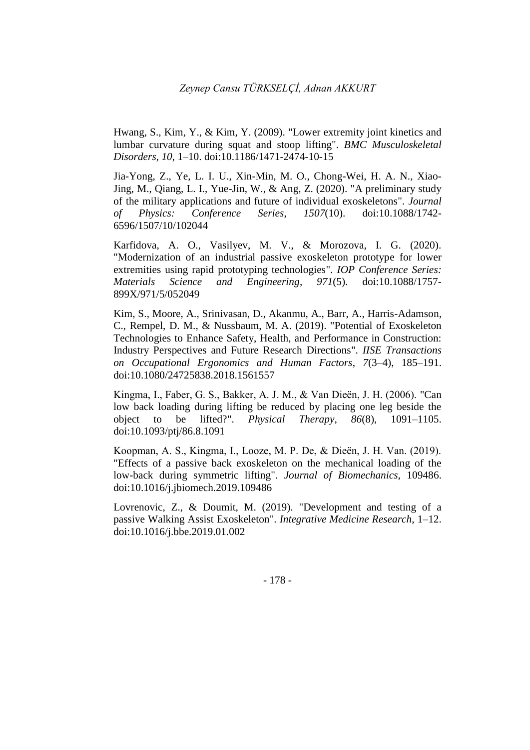Hwang, S., Kim, Y., & Kim, Y. (2009). "Lower extremity joint kinetics and lumbar curvature during squat and stoop lifting". *BMC Musculoskeletal Disorders*, *10*, 1–10. doi:10.1186/1471-2474-10-15

Jia-Yong, Z., Ye, L. I. U., Xin-Min, M. O., Chong-Wei, H. A. N., Xiao-Jing, M., Qiang, L. I., Yue-Jin, W., & Ang, Z. (2020). "A preliminary study of the military applications and future of individual exoskeletons". *Journal of Physics: Conference Series*, *1507*(10). doi:10.1088/1742-6596/1507/10/102044

Karfidova, A. O., Vasilyev, M. V., & Morozova, I. G. (2020). "Modernization of an industrial passive exoskeleton prototype for lower extremities using rapid prototyping technologies". *IOP Conference Series: Materials Science and Engineering*, *971*(5). doi:10.1088/1757-899X/971/5/052049

Kim, S., Moore, A., Srinivasan, D., Akanmu, A., Barr, A., Harris-Adamson, C., Rempel, D. M., & Nussbaum, M. A. (2019). "Potential of Exoskeleton Technologies to Enhance Safety, Health, and Performance in Construction: Industry Perspectives and Future Research Directions". *IISE Transactions on Occupational Ergonomics and Human Factors*, *7*(3–4), 185–191. doi:10.1080/24725838.2018.1561557

Kingma, I., Faber, G. S., Bakker, A. J. M., & Van Dieën, J. H. (2006). "Can low back loading during lifting be reduced by placing one leg beside the object to be lifted?". *Physical Therapy*, *86*(8), 1091–1105. doi:10.1093/ptj/86.8.1091

Koopman, A. S., Kingma, I., Looze, M. P. De, & Dieën, J. H. Van. (2019). "Effects of a passive back exoskeleton on the mechanical loading of the low-back during symmetric lifting". *Journal of Biomechanics*, 109486. doi:10.1016/j.jbiomech.2019.109486

Lovrenovic, Z., & Doumit, M. (2019). "Development and testing of a passive Walking Assist Exoskeleton". *Integrative Medicine Research*, 1–12. doi:10.1016/j.bbe.2019.01.002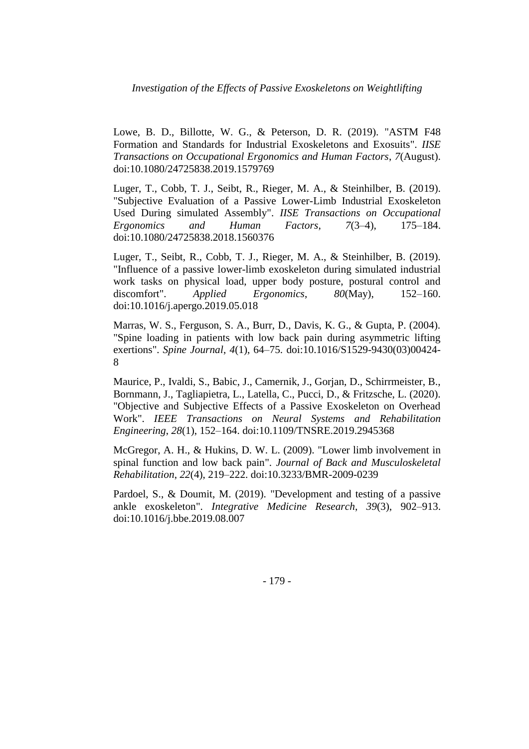Lowe, B. D., Billotte, W. G., & Peterson, D. R. (2019). "ASTM F48 Formation and Standards for Industrial Exoskeletons and Exosuits". *IISE Transactions on Occupational Ergonomics and Human Factors*, *7*(August). doi:10.1080/24725838.2019.1579769

Luger, T., Cobb, T. J., Seibt, R., Rieger, M. A., & Steinhilber, B. (2019). "Subjective Evaluation of a Passive Lower-Limb Industrial Exoskeleton Used During simulated Assembly". *IISE Transactions on Occupational Ergonomics and Human Factors*, *7*(3–4), 175–184. doi:10.1080/24725838.2018.1560376

Luger, T., Seibt, R., Cobb, T. J., Rieger, M. A., & Steinhilber, B. (2019). "Influence of a passive lower-limb exoskeleton during simulated industrial work tasks on physical load, upper body posture, postural control and discomfort". *Applied Ergonomics*, *80*(May), 152–160. doi:10.1016/j.apergo.2019.05.018

Marras, W. S., Ferguson, S. A., Burr, D., Davis, K. G., & Gupta, P. (2004). "Spine loading in patients with low back pain during asymmetric lifting exertions". *Spine Journal*, *4*(1), 64–75. doi:10.1016/S1529-9430(03)00424-8

Maurice, P., Ivaldi, S., Babic, J., Camernik, J., Gorjan, D., Schirrmeister, B., Bornmann, J., Tagliapietra, L., Latella, C., Pucci, D., & Fritzsche, L. (2020). "Objective and Subjective Effects of a Passive Exoskeleton on Overhead Work". *IEEE Transactions on Neural Systems and Rehabilitation Engineering*, *28*(1), 152–164. doi:10.1109/TNSRE.2019.2945368

McGregor, A. H., & Hukins, D. W. L. (2009). "Lower limb involvement in spinal function and low back pain". *Journal of Back and Musculoskeletal Rehabilitation*, *22*(4), 219–222. doi:10.3233/BMR-2009-0239

Pardoel, S., & Doumit, M. (2019). "Development and testing of a passive ankle exoskeleton". *Integrative Medicine Research*, *39*(3), 902–913. doi:10.1016/j.bbe.2019.08.007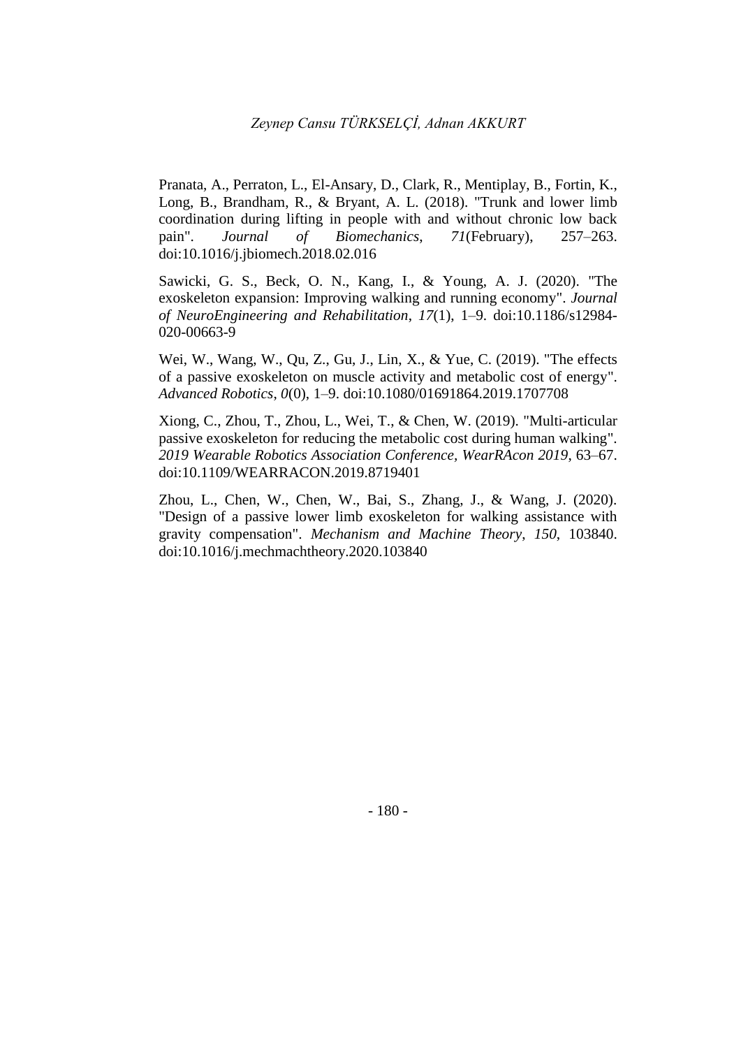Pranata, A., Perraton, L., El-Ansary, D., Clark, R., Mentiplay, B., Fortin, K., Long, B., Brandham, R., & Bryant, A. L. (2018). "Trunk and lower limb coordination during lifting in people with and without chronic low back pain". *Journal of Biomechanics*, *71*(February), 257–263. doi:10.1016/j.jbiomech.2018.02.016

Sawicki, G. S., Beck, O. N., Kang, I., & Young, A. J. (2020). "The exoskeleton expansion: Improving walking and running economy". *Journal of NeuroEngineering and Rehabilitation*, *17*(1), 1–9. doi:10.1186/s12984-020-00663-9

Wei, W., Wang, W., Qu, Z., Gu, J., Lin, X., & Yue, C. (2019). "The effects of a passive exoskeleton on muscle activity and metabolic cost of energy". *Advanced Robotics*, *0*(0), 1–9. doi:10.1080/01691864.2019.1707708

Xiong, C., Zhou, T., Zhou, L., Wei, T., & Chen, W. (2019). "Multi-articular passive exoskeleton for reducing the metabolic cost during human walking". *2019 Wearable Robotics Association Conference, WearRAcon 2019*, 63–67. doi:10.1109/WEARRACON.2019.8719401

Zhou, L., Chen, W., Chen, W., Bai, S., Zhang, J., & Wang, J. (2020). "Design of a passive lower limb exoskeleton for walking assistance with gravity compensation". *Mechanism and Machine Theory*, *150*, 103840. doi:10.1016/j.mechmachtheory.2020.103840